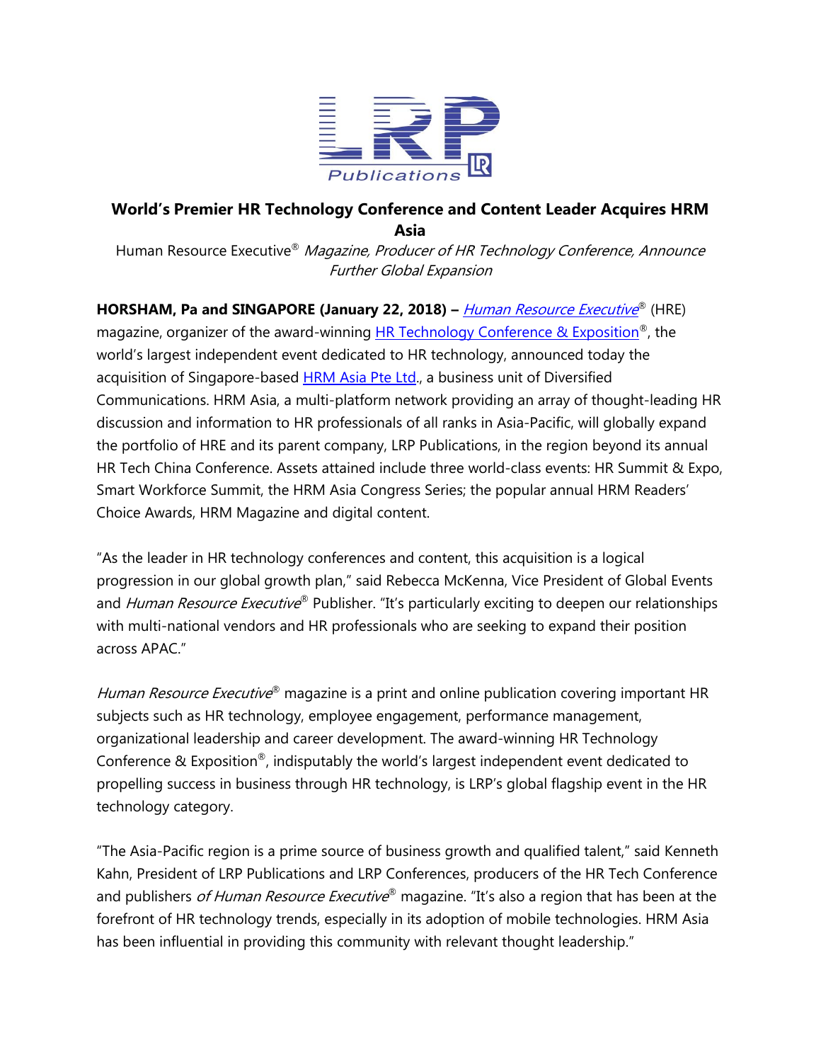# World's Premier HR Technology Conference and Content Leader Acquires HRM Asia

Human Resource Executive® *Magazine, Producer of HR Technology Conference, Announce Further Global Expansion*

**HORSHAM, Pa and SINGAPORE (January 22, 2018) –** *Human Resource Executive*® (HRE) magazine, organizer of the award-winning HR Technology Conference & Exposition®, the world's largest independent event dedicated to HR technology, announced today the acquisition of Singapore-based HRM Asia Pte Ltd., a business unit of Diversified Communications. HRM Asia, a multi-platform network providing an array of thought-leading HR discussion and information to HR professionals of all ranks in Asia-Pacific, will globally expand the portfolio of HRE and its parent company, LRP Publications, in the region beyond its annual HR Tech China Conference. Assets attained include three world-class events: HR Summit & Expo, Smart Workforce Summit, the HRM Asia Congress Series; the popular annual HRM Readers' Choice Awards, HRM Magazine and digital content.

"As the leader in HR technology conferences and content, this acquisition is a logical progression in our global growth plan," said Rebecca McKenna, Vice President of Global Events and *Human Resource Executive*® Publisher. "It's particularly exciting to deepen our relationships with multi-national vendors and HR professionals who are seeking to expand their position across APAC."

*Human Resource Executive*® magazine is a print and online publication covering important HR subjects such as HR technology, employee engagement, performance management, organizational leadership and career development. The award-winning HR Technology Conference & Exposition®, indisputably the world's largest independent event dedicated to propelling success in business through HR technology, is LRP's global flagship event in the HR technology category.

"The Asia-Pacific region is a prime source of business growth and qualified talent," said Kenneth Kahn, President of LRP Publications and LRP Conferences, producers of the HR Tech Conference and publishers *of Human Resource Executive*® magazine. "It's also a region that has been at the forefront of HR technology trends, especially in its adoption of mobile technologies. HRM Asia has been influential in providing this community with relevant thought leadership."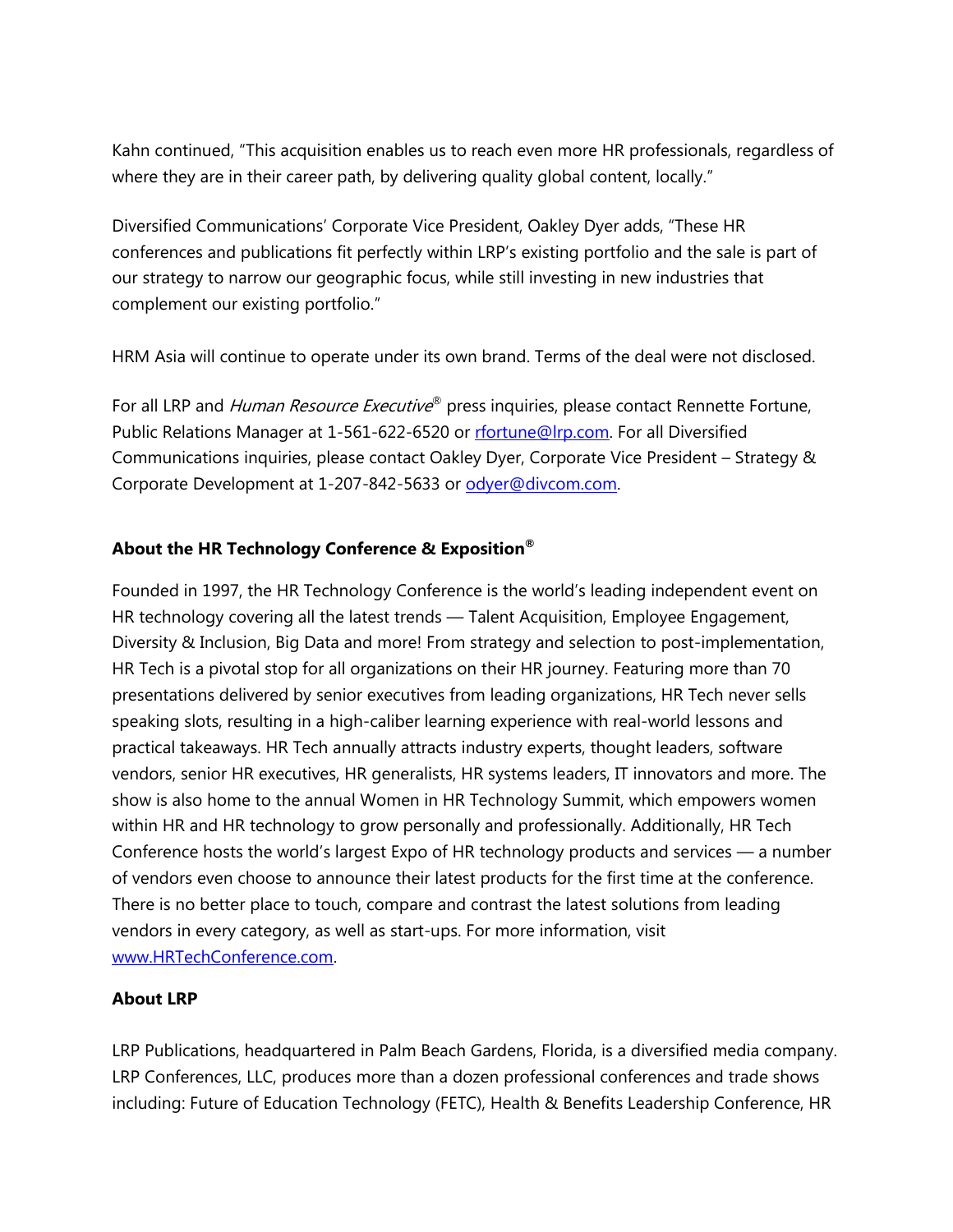Kahn continued, "This acquisition enables us to reach even more HR professionals, regardless of where they are in their career path, by delivering quality global content, locally."

Diversified Communications' Corporate Vice President, Oakley Dyer adds, "These HR conferences and publications fit perfectly within LRP's existing portfolio and the sale is part of our strategy to narrow our geographic focus, while still investing in new industries that complement our existing portfolio."

HRM Asia will continue to operate under its own brand. Terms of the deal were not disclosed.

For all LRP and *Human Resource Executive*® press inquiries, please contact Rennette Fortune, Public Relations Manager at 1-561-622-6520 or rfortune@lrp.com. For all Diversified Communications inquiries, please contact Oakley Dyer, Corporate Vice President – Strategy & Corporate Development at 1-207-842-5633 or odyer@divcom.com.

**About the HR Technology Conference & Exposition®**

Founded in 1997, the HR Technology Conference is the world's leading independent event on HR technology covering all the latest trends — Talent Acquisition, Employee Engagement, Diversity & Inclusion, Big Data and more! From strategy and selection to post-implementation, HR Tech is a pivotal stop for all organizations on their HR journey. Featuring more than 70 presentations delivered by senior executives from leading organizations, HR Tech never sells speaking slots, resulting in a high-caliber learning experience with real-world lessons and practical takeaways. HR Tech annually attracts industry experts, thought leaders, software vendors, senior HR executives, HR generalists, HR systems leaders, IT innovators and more. The show is also home to the annual Women in HR Technology Summit, which empowers women within HR and HR technology to grow personally and professionally. Additionally, HR Tech Conference hosts the world's largest Expo of HR technology products and services — a number of vendors even choose to announce their latest products for the first time at the conference. There is no better place to touch, compare and contrast the latest solutions from leading vendors in every category, as well as start-ups. For more information, visit www.HRTechConference.com.

**About LRP**

LRP Publications, headquartered in Palm Beach Gardens, Florida, is a diversified media company. LRP Conferences, LLC, produces more than a dozen professional conferences and trade shows including: Future of Education Technology (FETC), Health & Benefits Leadership Conference, HR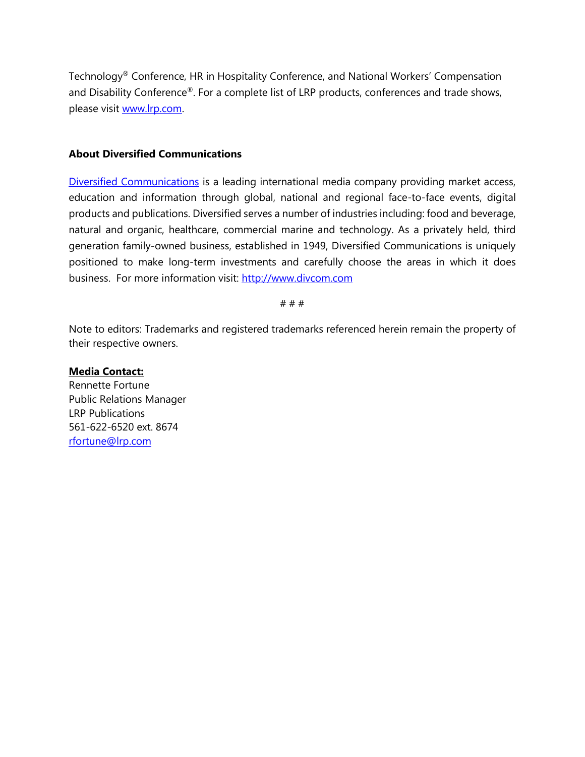Technology® Conference, HR in Hospitality Conference, and National Workers' Compensation and Disability Conference®. For a complete list of LRP products, conferences and trade shows, please visit [www.lrp.com](http://www.lrp.com).

**About Diversified Communications**

[Diversified Communications](http://www.divcom.com) is a leading international media company providing market access, education and information through global, national and regional face-to-face events, digital products and publications. Diversified serves a number of industries including: food and beverage, natural and organic, healthcare, commercial marine and technology. As a privately held, third generation family-owned business, established in 1949, Diversified Communications is uniquely positioned to make long-term investments and carefully choose the areas in which it does business. For more information visit: [http://www.divcom.com](http://www.divcom.com)

# # #

Note to editors: Trademarks and registered trademarks referenced herein remain the property of their respective owners.

**Media Contact:**
Rennette Fortune
Public Relations Manager
LRP Publications
561-622-6520 ext. 8674
[rfortune@lrp.com](mailto:rfortune@lrp.com)